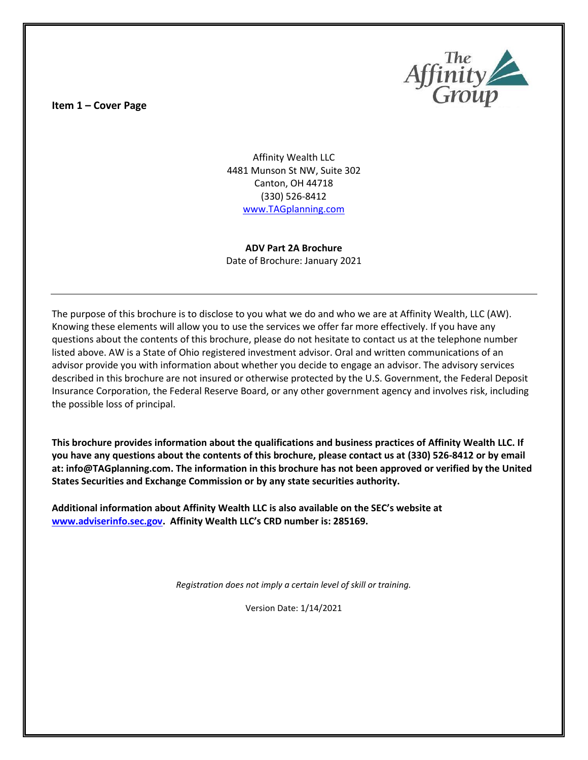## Item 1 – Cover Page

Affinity Wealth LLC
4481 Munson St NW, Suite 302
Canton, OH 44718
(330) 526-8412
www.TAGplanning.com

**ADV Part 2A Brochure**
Date of Brochure: January 2021

---

The purpose of this brochure is to disclose to you what we do and who we are at Affinity Wealth, LLC (AW). Knowing these elements will allow you to use the services we offer far more effectively. If you have any questions about the contents of this brochure, please do not hesitate to contact us at the telephone number listed above. AW is a State of Ohio registered investment advisor. Oral and written communications of an advisor provide you with information about whether you decide to engage an advisor. The advisory services described in this brochure are not insured or otherwise protected by the U.S. Government, the Federal Deposit Insurance Corporation, the Federal Reserve Board, or any other government agency and involves risk, including the possible loss of principal.

**This brochure provides information about the qualifications and business practices of Affinity Wealth LLC. If you have any questions about the contents of this brochure, please contact us at (330) 526-8412 or by email at: info@TAGplanning.com. The information in this brochure has not been approved or verified by the United States Securities and Exchange Commission or by any state securities authority.**

**Additional information about Affinity Wealth LLC is also available on the SEC's website at www.adviserinfo.sec.gov. Affinity Wealth LLC's CRD number is: 285169.**

*Registration does not imply a certain level of skill or training.*

Version Date: 1/14/2021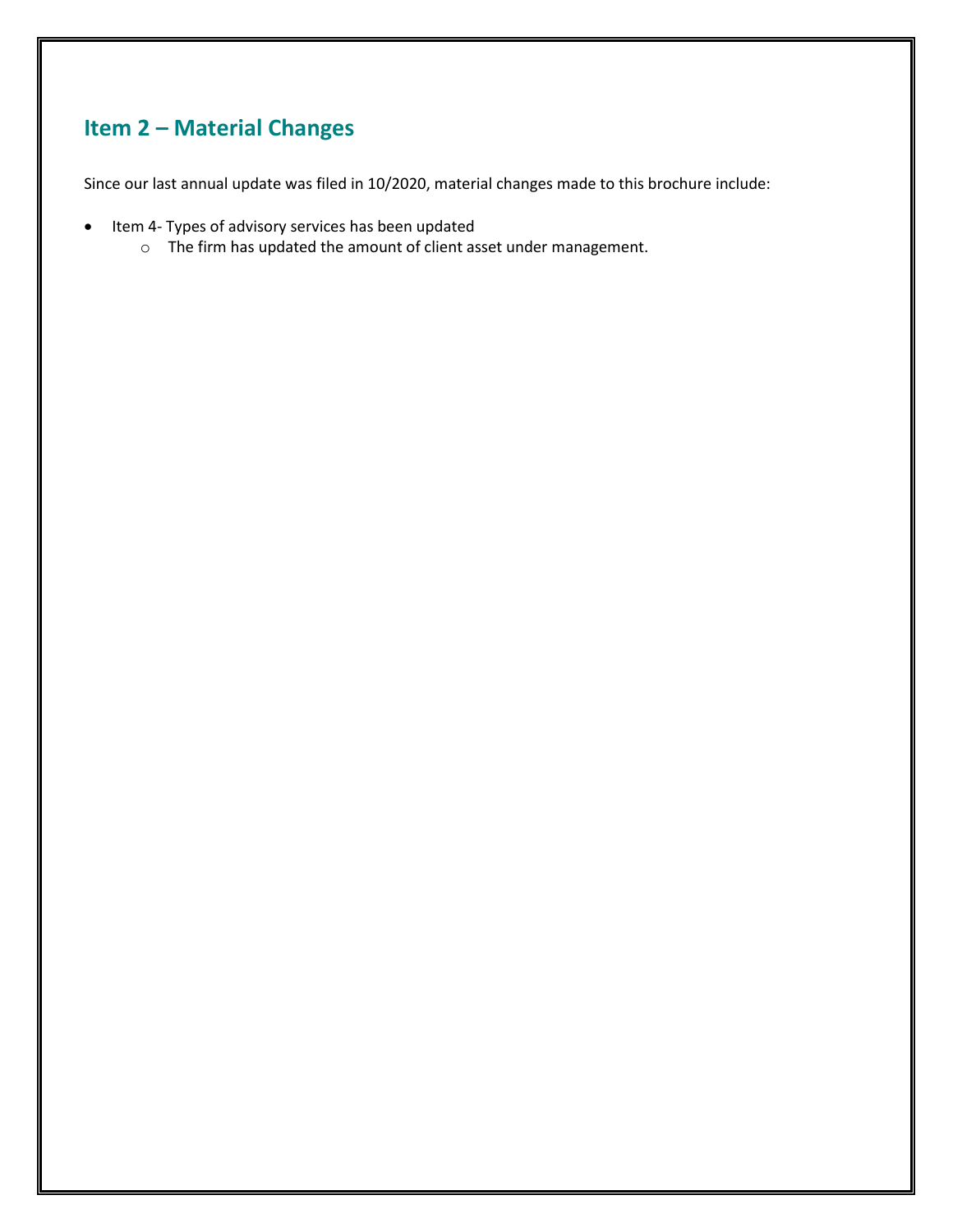## Item 2 – Material Changes

Since our last annual update was filed in 10/2020, material changes made to this brochure include:

- Item 4- Types of advisory services has been updated
  - The firm has updated the amount of client asset under management.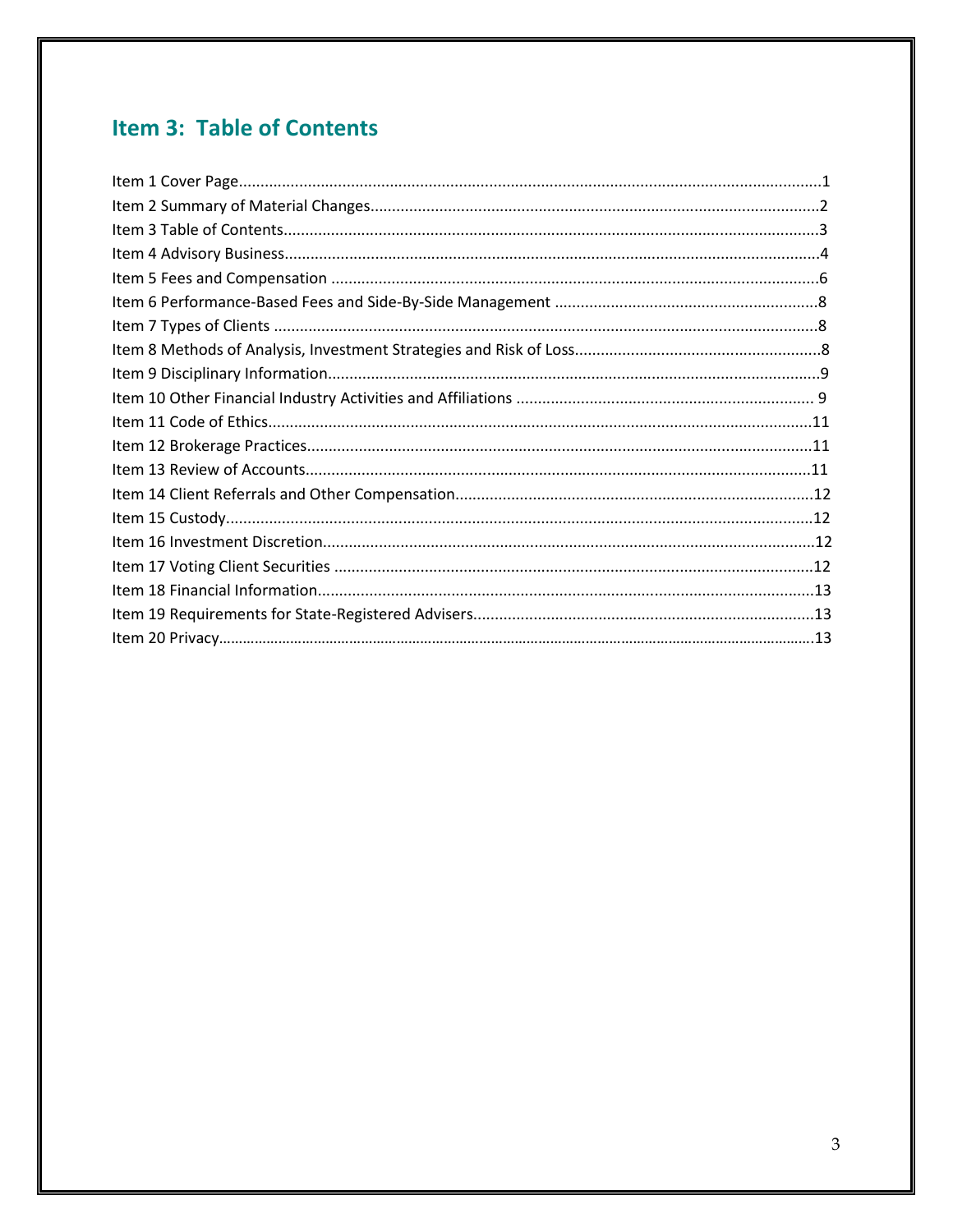## Item 3: Table of Contents

Item 1 Cover Page....................................................................................................................................1
Item 2 Summary of Material Changes......................................................................................................2
Item 3 Table of Contents...........................................................................................................................3
Item 4 Advisory Business..........................................................................................................................4
Item 5 Fees and Compensation ................................................................................................................6
Item 6 Performance-Based Fees and Side-By-Side Management .............................................................8
Item 7 Types of Clients .............................................................................................................................8
Item 8 Methods of Analysis, Investment Strategies and Risk of Loss.........................................................8
Item 9 Disciplinary Information.................................................................................................................9
Item 10 Other Financial Industry Activities and Affiliations ..................................................................... 9
Item 11 Code of Ethics.............................................................................................................................11
Item 12 Brokerage Practices....................................................................................................................11
Item 13 Review of Accounts....................................................................................................................11
Item 14 Client Referrals and Other Compensation..................................................................................12
Item 15 Custody.......................................................................................................................................12
Item 16 Investment Discretion.................................................................................................................12
Item 17 Voting Client Securities ..............................................................................................................12
Item 18 Financial Information..................................................................................................................13
Item 19 Requirements for State-Registered Advisers...............................................................................13
Item 20 Privacy........................................................................................................................................13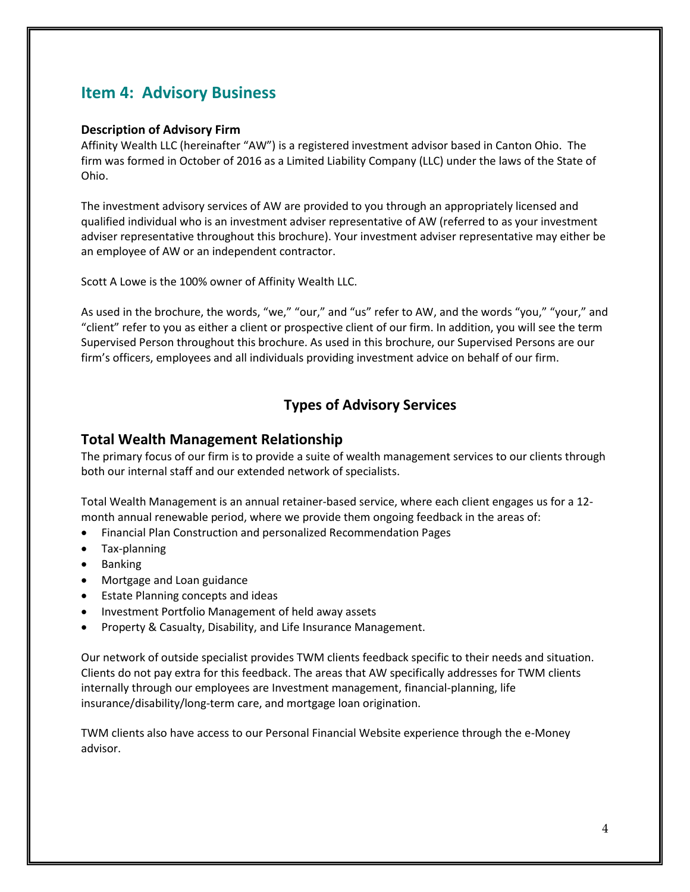## Item 4: Advisory Business

**Description of Advisory Firm**

Affinity Wealth LLC (hereinafter "AW") is a registered investment advisor based in Canton Ohio. The firm was formed in October of 2016 as a Limited Liability Company (LLC) under the laws of the State of Ohio.

The investment advisory services of AW are provided to you through an appropriately licensed and qualified individual who is an investment adviser representative of AW (referred to as your investment adviser representative throughout this brochure). Your investment adviser representative may either be an employee of AW or an independent contractor.

Scott A Lowe is the 100% owner of Affinity Wealth LLC.

As used in the brochure, the words, "we," "our," and "us" refer to AW, and the words "you," "your," and "client" refer to you as either a client or prospective client of our firm. In addition, you will see the term Supervised Person throughout this brochure. As used in this brochure, our Supervised Persons are our firm's officers, employees and all individuals providing investment advice on behalf of our firm.

### Types of Advisory Services

### Total Wealth Management Relationship

The primary focus of our firm is to provide a suite of wealth management services to our clients through both our internal staff and our extended network of specialists.

Total Wealth Management is an annual retainer-based service, where each client engages us for a 12-month annual renewable period, where we provide them ongoing feedback in the areas of:

- Financial Plan Construction and personalized Recommendation Pages
- Tax-planning
- Banking
- Mortgage and Loan guidance
- Estate Planning concepts and ideas
- Investment Portfolio Management of held away assets
- Property & Casualty, Disability, and Life Insurance Management.

Our network of outside specialist provides TWM clients feedback specific to their needs and situation. Clients do not pay extra for this feedback. The areas that AW specifically addresses for TWM clients internally through our employees are Investment management, financial-planning, life insurance/disability/long-term care, and mortgage loan origination.

TWM clients also have access to our Personal Financial Website experience through the e-Money advisor.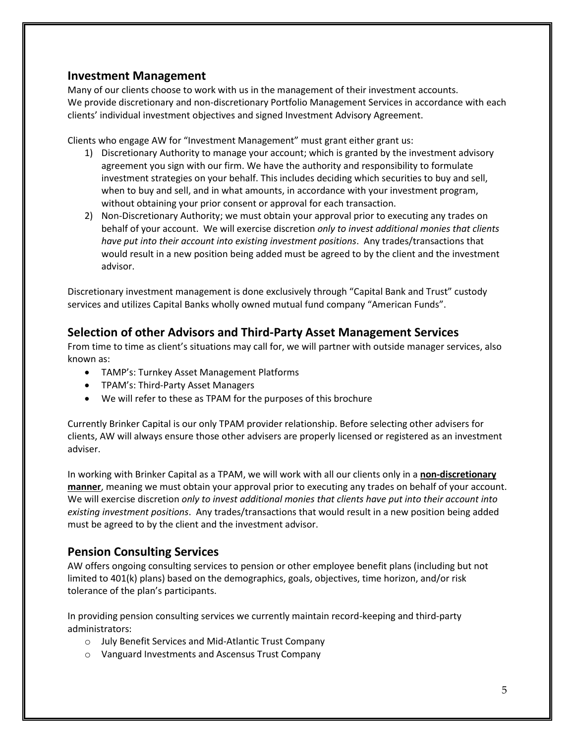## Investment Management

Many of our clients choose to work with us in the management of their investment accounts. We provide discretionary and non-discretionary Portfolio Management Services in accordance with each clients' individual investment objectives and signed Investment Advisory Agreement.

Clients who engage AW for "Investment Management" must grant either grant us:

1) Discretionary Authority to manage your account; which is granted by the investment advisory agreement you sign with our firm. We have the authority and responsibility to formulate investment strategies on your behalf. This includes deciding which securities to buy and sell, when to buy and sell, and in what amounts, in accordance with your investment program, without obtaining your prior consent or approval for each transaction.
2) Non-Discretionary Authority; we must obtain your approval prior to executing any trades on behalf of your account. We will exercise discretion *only to invest additional monies that clients have put into their account into existing investment positions*. Any trades/transactions that would result in a new position being added must be agreed to by the client and the investment advisor.

Discretionary investment management is done exclusively through "Capital Bank and Trust" custody services and utilizes Capital Banks wholly owned mutual fund company "American Funds".

## Selection of other Advisors and Third-Party Asset Management Services

From time to time as client's situations may call for, we will partner with outside manager services, also known as:

- TAMP's: Turnkey Asset Management Platforms
- TPAM's: Third-Party Asset Managers
- We will refer to these as TPAM for the purposes of this brochure

Currently Brinker Capital is our only TPAM provider relationship. Before selecting other advisers for clients, AW will always ensure those other advisers are properly licensed or registered as an investment adviser.

In working with Brinker Capital as a TPAM, we will work with all our clients only in a **non-discretionary manner**, meaning we must obtain your approval prior to executing any trades on behalf of your account. We will exercise discretion *only to invest additional monies that clients have put into their account into existing investment positions*. Any trades/transactions that would result in a new position being added must be agreed to by the client and the investment advisor.

## Pension Consulting Services

AW offers ongoing consulting services to pension or other employee benefit plans (including but not limited to 401(k) plans) based on the demographics, goals, objectives, time horizon, and/or risk tolerance of the plan's participants.

In providing pension consulting services we currently maintain record-keeping and third-party administrators:

- July Benefit Services and Mid-Atlantic Trust Company
- Vanguard Investments and Ascensus Trust Company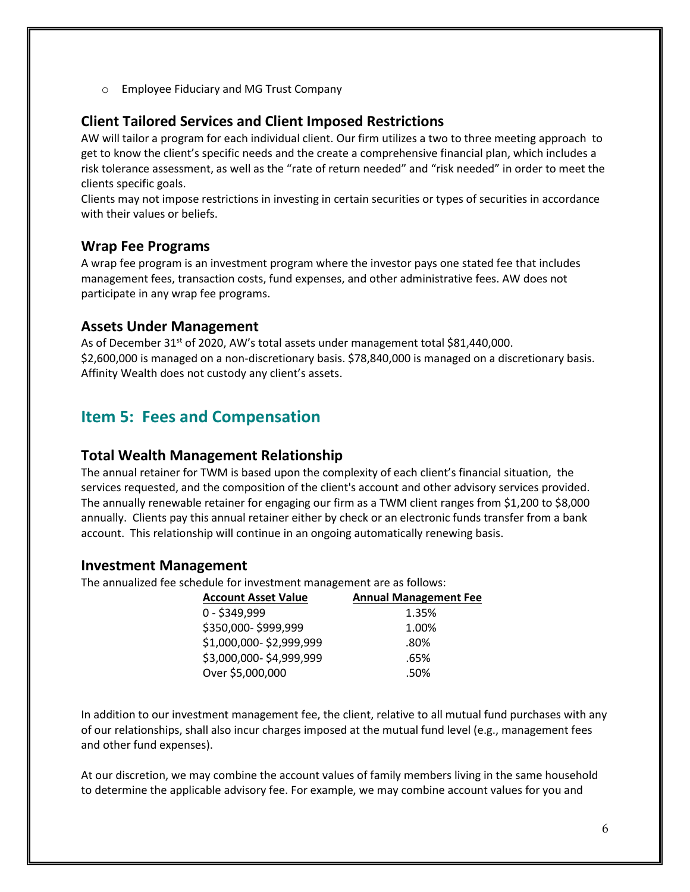- Employee Fiduciary and MG Trust Company

### Client Tailored Services and Client Imposed Restrictions

AW will tailor a program for each individual client. Our firm utilizes a two to three meeting approach to get to know the client's specific needs and the create a comprehensive financial plan, which includes a risk tolerance assessment, as well as the "rate of return needed" and "risk needed" in order to meet the clients specific goals.

Clients may not impose restrictions in investing in certain securities or types of securities in accordance with their values or beliefs.

### Wrap Fee Programs

A wrap fee program is an investment program where the investor pays one stated fee that includes management fees, transaction costs, fund expenses, and other administrative fees. AW does not participate in any wrap fee programs.

### Assets Under Management

As of December 31st of 2020, AW's total assets under management total $81,440,000. $2,600,000 is managed on a non-discretionary basis. $78,840,000 is managed on a discretionary basis. Affinity Wealth does not custody any client's assets.

## Item 5: Fees and Compensation

### Total Wealth Management Relationship

The annual retainer for TWM is based upon the complexity of each client's financial situation, the services requested, and the composition of the client's account and other advisory services provided. The annually renewable retainer for engaging our firm as a TWM client ranges from $1,200 to $8,000 annually. Clients pay this annual retainer either by check or an electronic funds transfer from a bank account. This relationship will continue in an ongoing automatically renewing basis.

### Investment Management

The annualized fee schedule for investment management are as follows:

| Account Asset Value | Annual Management Fee |
|---|---|
| 0 - $349,999 | 1.35% |
| $350,000- $999,999 | 1.00% |
| $1,000,000- $2,999,999 | .80% |
| $3,000,000- $4,999,999 | .65% |
| Over $5,000,000 | .50% |

In addition to our investment management fee, the client, relative to all mutual fund purchases with any of our relationships, shall also incur charges imposed at the mutual fund level (e.g., management fees and other fund expenses).

At our discretion, we may combine the account values of family members living in the same household to determine the applicable advisory fee. For example, we may combine account values for you and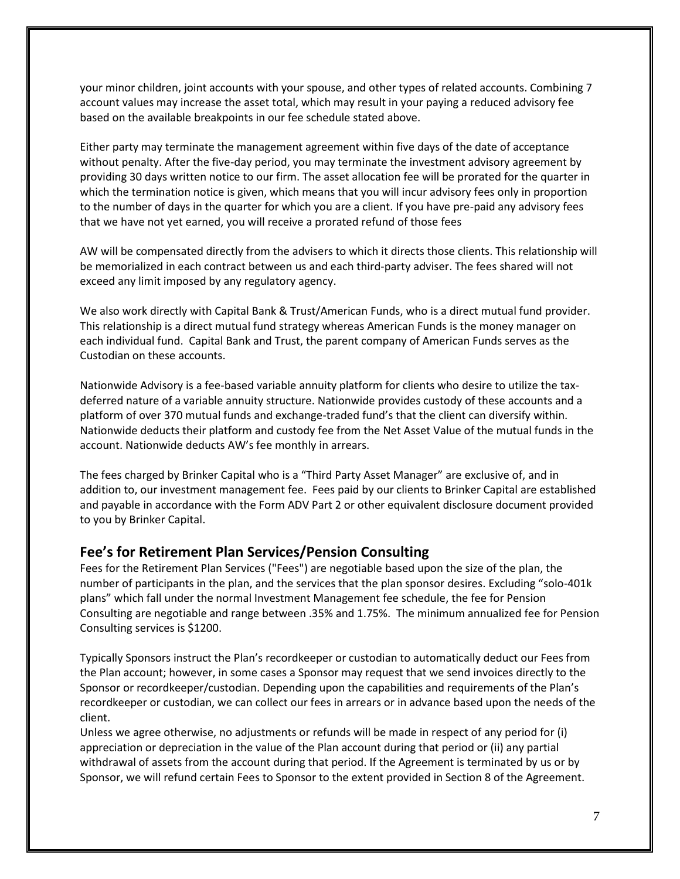your minor children, joint accounts with your spouse, and other types of related accounts. Combining 7 account values may increase the asset total, which may result in your paying a reduced advisory fee based on the available breakpoints in our fee schedule stated above.

Either party may terminate the management agreement within five days of the date of acceptance without penalty. After the five-day period, you may terminate the investment advisory agreement by providing 30 days written notice to our firm. The asset allocation fee will be prorated for the quarter in which the termination notice is given, which means that you will incur advisory fees only in proportion to the number of days in the quarter for which you are a client. If you have pre-paid any advisory fees that we have not yet earned, you will receive a prorated refund of those fees

AW will be compensated directly from the advisers to which it directs those clients. This relationship will be memorialized in each contract between us and each third-party adviser. The fees shared will not exceed any limit imposed by any regulatory agency.

We also work directly with Capital Bank & Trust/American Funds, who is a direct mutual fund provider. This relationship is a direct mutual fund strategy whereas American Funds is the money manager on each individual fund. Capital Bank and Trust, the parent company of American Funds serves as the Custodian on these accounts.

Nationwide Advisory is a fee-based variable annuity platform for clients who desire to utilize the tax-deferred nature of a variable annuity structure. Nationwide provides custody of these accounts and a platform of over 370 mutual funds and exchange-traded fund's that the client can diversify within. Nationwide deducts their platform and custody fee from the Net Asset Value of the mutual funds in the account. Nationwide deducts AW's fee monthly in arrears.

The fees charged by Brinker Capital who is a "Third Party Asset Manager" are exclusive of, and in addition to, our investment management fee. Fees paid by our clients to Brinker Capital are established and payable in accordance with the Form ADV Part 2 or other equivalent disclosure document provided to you by Brinker Capital.

## Fee's for Retirement Plan Services/Pension Consulting

Fees for the Retirement Plan Services ("Fees") are negotiable based upon the size of the plan, the number of participants in the plan, and the services that the plan sponsor desires. Excluding "solo-401k plans" which fall under the normal Investment Management fee schedule, the fee for Pension Consulting are negotiable and range between .35% and 1.75%. The minimum annualized fee for Pension Consulting services is $1200.

Typically Sponsors instruct the Plan's recordkeeper or custodian to automatically deduct our Fees from the Plan account; however, in some cases a Sponsor may request that we send invoices directly to the Sponsor or recordkeeper/custodian. Depending upon the capabilities and requirements of the Plan's recordkeeper or custodian, we can collect our fees in arrears or in advance based upon the needs of the client.

Unless we agree otherwise, no adjustments or refunds will be made in respect of any period for (i) appreciation or depreciation in the value of the Plan account during that period or (ii) any partial withdrawal of assets from the account during that period. If the Agreement is terminated by us or by Sponsor, we will refund certain Fees to Sponsor to the extent provided in Section 8 of the Agreement.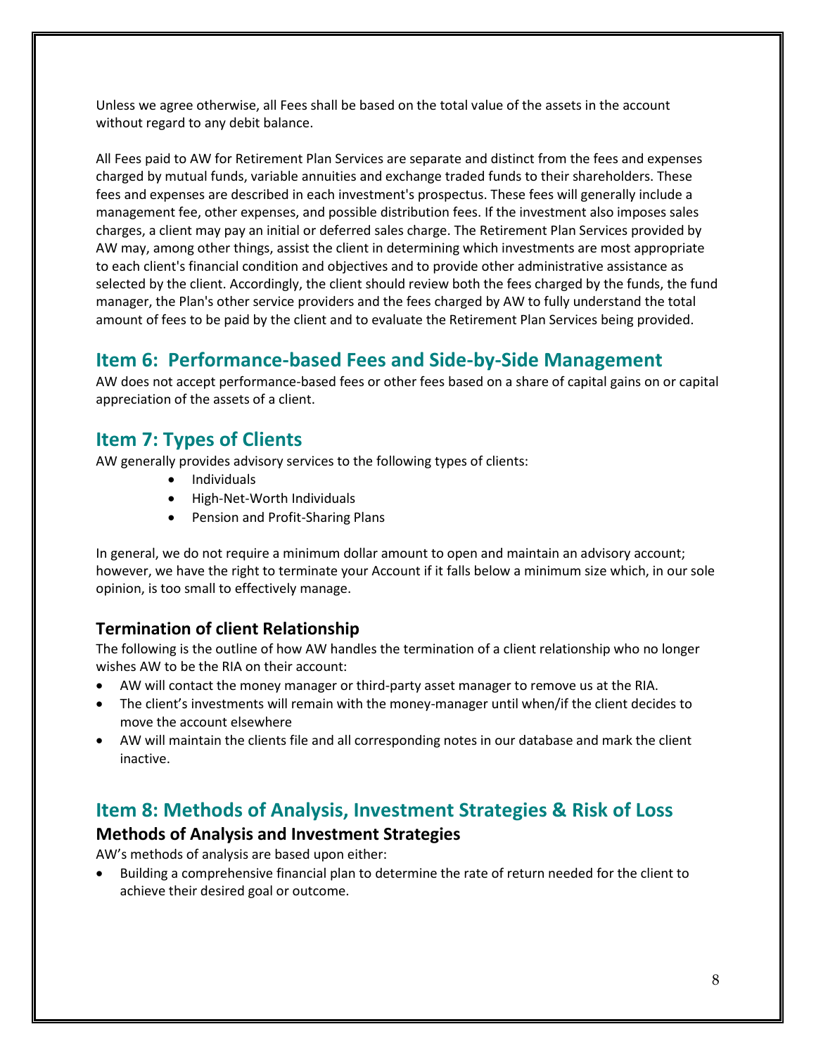Unless we agree otherwise, all Fees shall be based on the total value of the assets in the account without regard to any debit balance.

All Fees paid to AW for Retirement Plan Services are separate and distinct from the fees and expenses charged by mutual funds, variable annuities and exchange traded funds to their shareholders. These fees and expenses are described in each investment's prospectus. These fees will generally include a management fee, other expenses, and possible distribution fees. If the investment also imposes sales charges, a client may pay an initial or deferred sales charge. The Retirement Plan Services provided by AW may, among other things, assist the client in determining which investments are most appropriate to each client's financial condition and objectives and to provide other administrative assistance as selected by the client. Accordingly, the client should review both the fees charged by the funds, the fund manager, the Plan's other service providers and the fees charged by AW to fully understand the total amount of fees to be paid by the client and to evaluate the Retirement Plan Services being provided.

## Item 6: Performance-based Fees and Side-by-Side Management

AW does not accept performance-based fees or other fees based on a share of capital gains on or capital appreciation of the assets of a client.

## Item 7: Types of Clients

AW generally provides advisory services to the following types of clients:

- Individuals
- High-Net-Worth Individuals
- Pension and Profit-Sharing Plans

In general, we do not require a minimum dollar amount to open and maintain an advisory account; however, we have the right to terminate your Account if it falls below a minimum size which, in our sole opinion, is too small to effectively manage.

### Termination of client Relationship

The following is the outline of how AW handles the termination of a client relationship who no longer wishes AW to be the RIA on their account:

- AW will contact the money manager or third-party asset manager to remove us at the RIA.
- The client's investments will remain with the money-manager until when/if the client decides to move the account elsewhere
- AW will maintain the clients file and all corresponding notes in our database and mark the client inactive.

## Item 8: Methods of Analysis, Investment Strategies & Risk of Loss

### Methods of Analysis and Investment Strategies

AW's methods of analysis are based upon either:

- Building a comprehensive financial plan to determine the rate of return needed for the client to achieve their desired goal or outcome.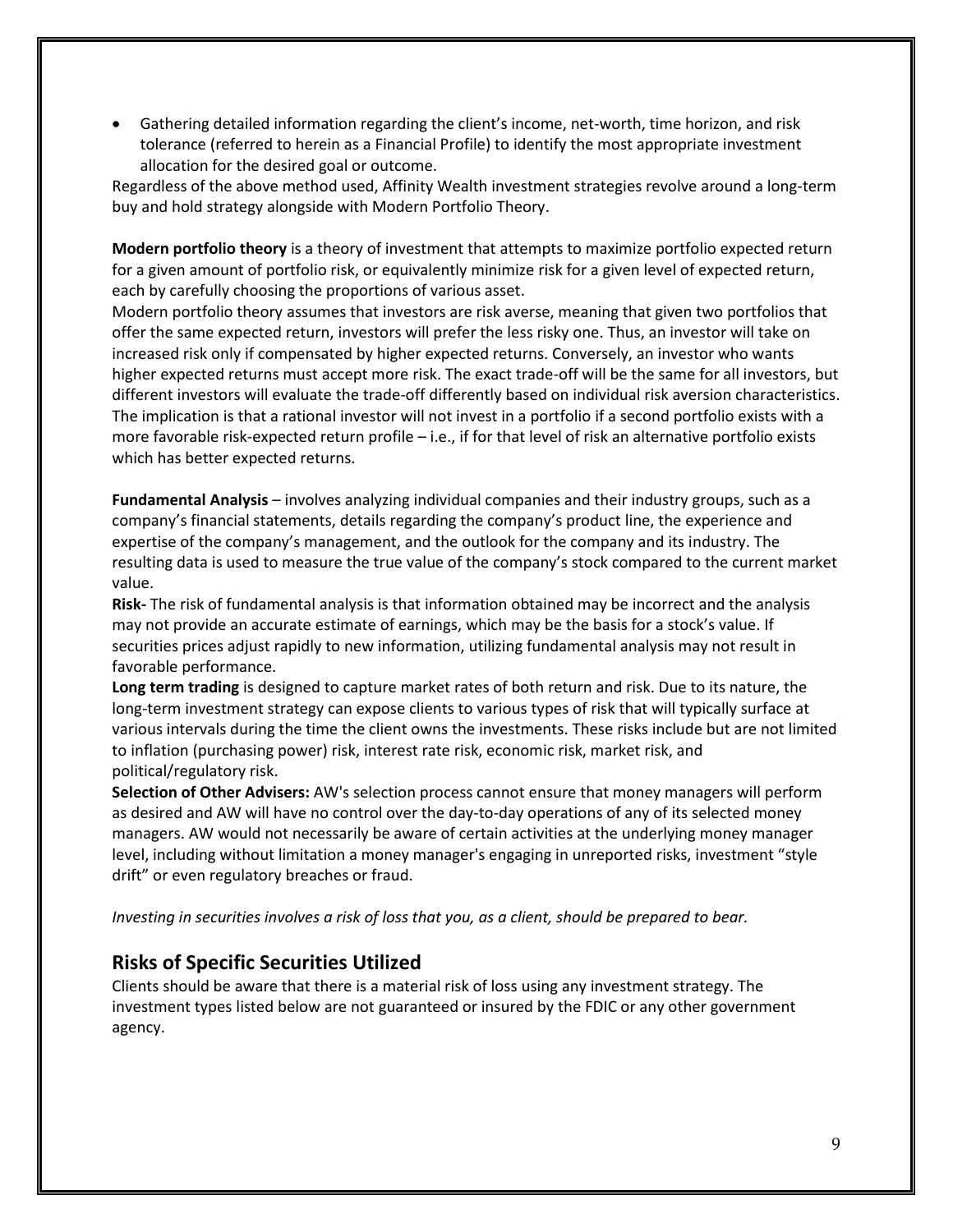- Gathering detailed information regarding the client's income, net-worth, time horizon, and risk tolerance (referred to herein as a Financial Profile) to identify the most appropriate investment allocation for the desired goal or outcome.

Regardless of the above method used, Affinity Wealth investment strategies revolve around a long-term buy and hold strategy alongside with Modern Portfolio Theory.

**Modern portfolio theory** is a theory of investment that attempts to maximize portfolio expected return for a given amount of portfolio risk, or equivalently minimize risk for a given level of expected return, each by carefully choosing the proportions of various asset.

Modern portfolio theory assumes that investors are risk averse, meaning that given two portfolios that offer the same expected return, investors will prefer the less risky one. Thus, an investor will take on increased risk only if compensated by higher expected returns. Conversely, an investor who wants higher expected returns must accept more risk. The exact trade-off will be the same for all investors, but different investors will evaluate the trade-off differently based on individual risk aversion characteristics. The implication is that a rational investor will not invest in a portfolio if a second portfolio exists with a more favorable risk-expected return profile – i.e., if for that level of risk an alternative portfolio exists which has better expected returns.

**Fundamental Analysis** – involves analyzing individual companies and their industry groups, such as a company's financial statements, details regarding the company's product line, the experience and expertise of the company's management, and the outlook for the company and its industry. The resulting data is used to measure the true value of the company's stock compared to the current market value.

**Risk-** The risk of fundamental analysis is that information obtained may be incorrect and the analysis may not provide an accurate estimate of earnings, which may be the basis for a stock's value. If securities prices adjust rapidly to new information, utilizing fundamental analysis may not result in favorable performance.

**Long term trading** is designed to capture market rates of both return and risk. Due to its nature, the long-term investment strategy can expose clients to various types of risk that will typically surface at various intervals during the time the client owns the investments. These risks include but are not limited to inflation (purchasing power) risk, interest rate risk, economic risk, market risk, and political/regulatory risk.

**Selection of Other Advisers:** AW's selection process cannot ensure that money managers will perform as desired and AW will have no control over the day-to-day operations of any of its selected money managers. AW would not necessarily be aware of certain activities at the underlying money manager level, including without limitation a money manager's engaging in unreported risks, investment "style drift" or even regulatory breaches or fraud.

*Investing in securities involves a risk of loss that you, as a client, should be prepared to bear.*

## Risks of Specific Securities Utilized

Clients should be aware that there is a material risk of loss using any investment strategy. The investment types listed below are not guaranteed or insured by the FDIC or any other government agency.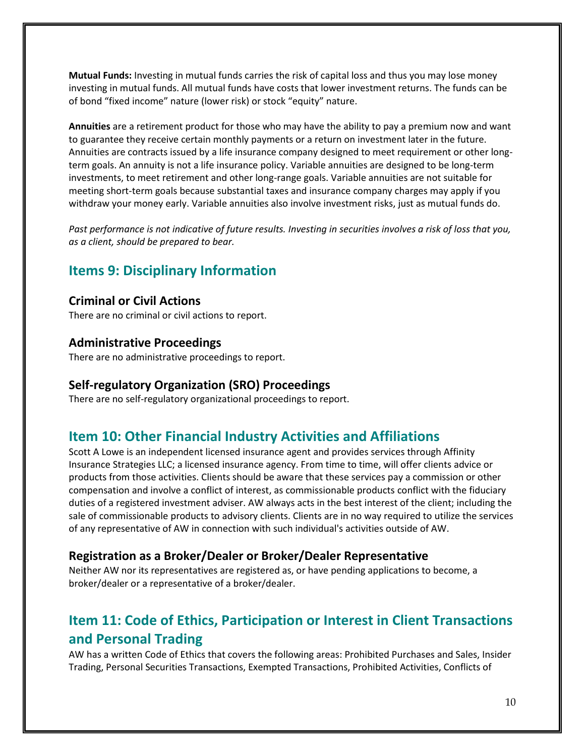**Mutual Funds:** Investing in mutual funds carries the risk of capital loss and thus you may lose money investing in mutual funds. All mutual funds have costs that lower investment returns. The funds can be of bond "fixed income" nature (lower risk) or stock "equity" nature.

**Annuities** are a retirement product for those who may have the ability to pay a premium now and want to guarantee they receive certain monthly payments or a return on investment later in the future. Annuities are contracts issued by a life insurance company designed to meet requirement or other long-term goals. An annuity is not a life insurance policy. Variable annuities are designed to be long-term investments, to meet retirement and other long-range goals. Variable annuities are not suitable for meeting short-term goals because substantial taxes and insurance company charges may apply if you withdraw your money early. Variable annuities also involve investment risks, just as mutual funds do.

*Past performance is not indicative of future results. Investing in securities involves a risk of loss that you, as a client, should be prepared to bear.*

## Items 9: Disciplinary Information

### Criminal or Civil Actions

There are no criminal or civil actions to report.

### Administrative Proceedings

There are no administrative proceedings to report.

### Self-regulatory Organization (SRO) Proceedings

There are no self-regulatory organizational proceedings to report.

## Item 10: Other Financial Industry Activities and Affiliations

Scott A Lowe is an independent licensed insurance agent and provides services through Affinity Insurance Strategies LLC; a licensed insurance agency. From time to time, will offer clients advice or products from those activities. Clients should be aware that these services pay a commission or other compensation and involve a conflict of interest, as commissionable products conflict with the fiduciary duties of a registered investment adviser. AW always acts in the best interest of the client; including the sale of commissionable products to advisory clients. Clients are in no way required to utilize the services of any representative of AW in connection with such individual's activities outside of AW.

### Registration as a Broker/Dealer or Broker/Dealer Representative

Neither AW nor its representatives are registered as, or have pending applications to become, a broker/dealer or a representative of a broker/dealer.

## Item 11: Code of Ethics, Participation or Interest in Client Transactions and Personal Trading

AW has a written Code of Ethics that covers the following areas: Prohibited Purchases and Sales, Insider Trading, Personal Securities Transactions, Exempted Transactions, Prohibited Activities, Conflicts of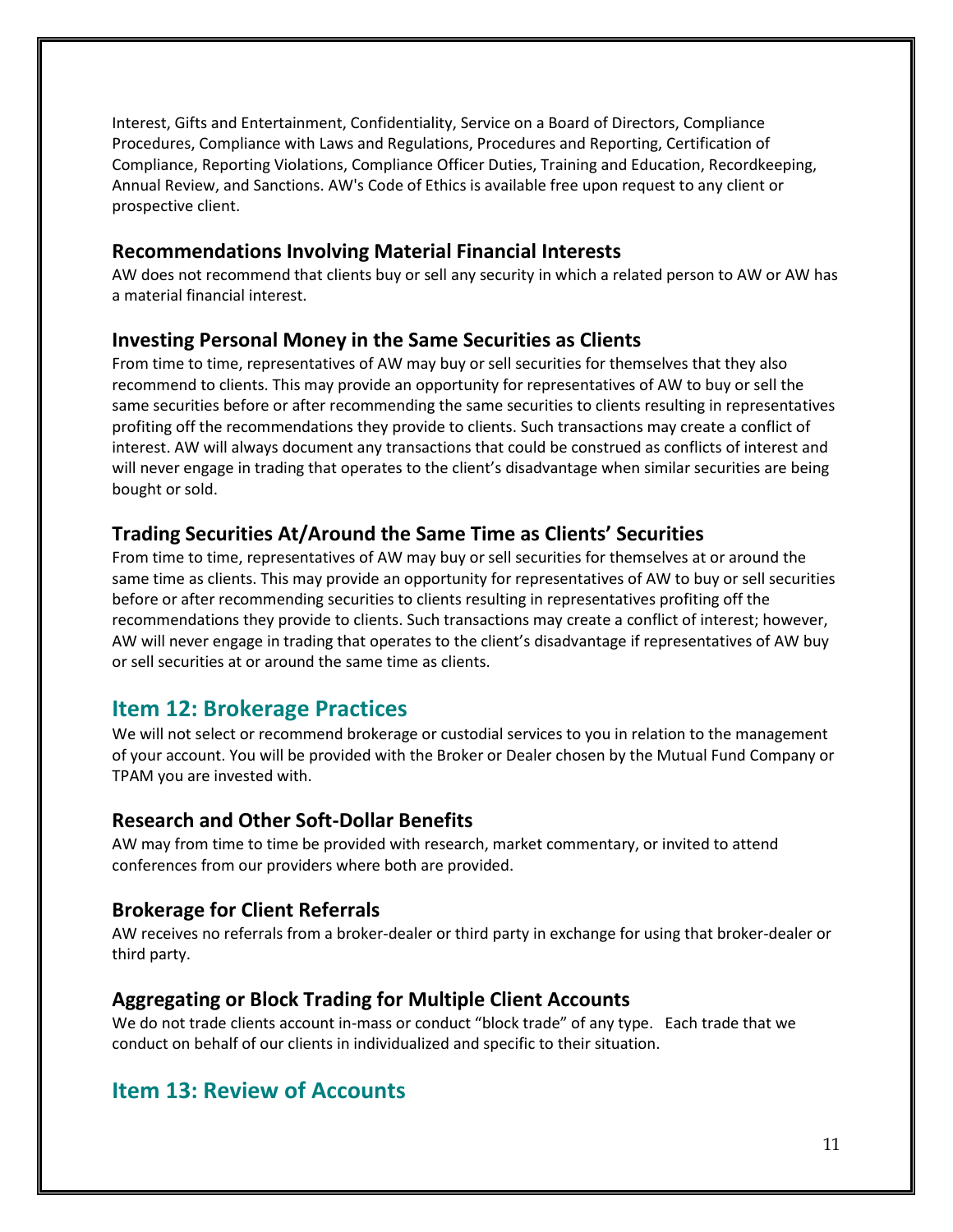Interest, Gifts and Entertainment, Confidentiality, Service on a Board of Directors, Compliance Procedures, Compliance with Laws and Regulations, Procedures and Reporting, Certification of Compliance, Reporting Violations, Compliance Officer Duties, Training and Education, Recordkeeping, Annual Review, and Sanctions. AW's Code of Ethics is available free upon request to any client or prospective client.

### Recommendations Involving Material Financial Interests

AW does not recommend that clients buy or sell any security in which a related person to AW or AW has a material financial interest.

### Investing Personal Money in the Same Securities as Clients

From time to time, representatives of AW may buy or sell securities for themselves that they also recommend to clients. This may provide an opportunity for representatives of AW to buy or sell the same securities before or after recommending the same securities to clients resulting in representatives profiting off the recommendations they provide to clients. Such transactions may create a conflict of interest. AW will always document any transactions that could be construed as conflicts of interest and will never engage in trading that operates to the client's disadvantage when similar securities are being bought or sold.

### Trading Securities At/Around the Same Time as Clients' Securities

From time to time, representatives of AW may buy or sell securities for themselves at or around the same time as clients. This may provide an opportunity for representatives of AW to buy or sell securities before or after recommending securities to clients resulting in representatives profiting off the recommendations they provide to clients. Such transactions may create a conflict of interest; however, AW will never engage in trading that operates to the client's disadvantage if representatives of AW buy or sell securities at or around the same time as clients.

## Item 12: Brokerage Practices

We will not select or recommend brokerage or custodial services to you in relation to the management of your account. You will be provided with the Broker or Dealer chosen by the Mutual Fund Company or TPAM you are invested with.

### Research and Other Soft-Dollar Benefits

AW may from time to time be provided with research, market commentary, or invited to attend conferences from our providers where both are provided.

### Brokerage for Client Referrals

AW receives no referrals from a broker-dealer or third party in exchange for using that broker-dealer or third party.

### Aggregating or Block Trading for Multiple Client Accounts

We do not trade clients account in-mass or conduct "block trade" of any type. Each trade that we conduct on behalf of our clients in individualized and specific to their situation.

## Item 13: Review of Accounts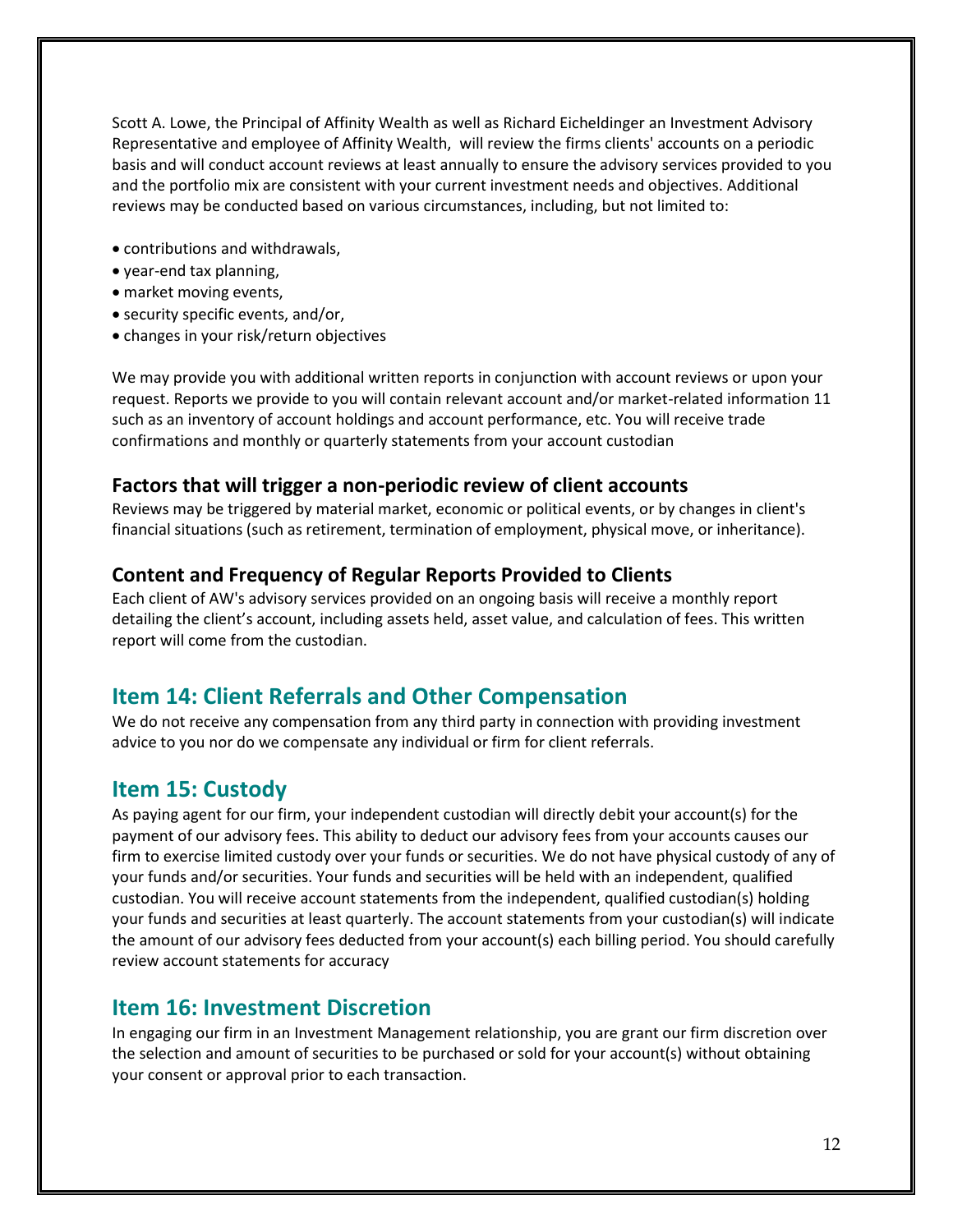Scott A. Lowe, the Principal of Affinity Wealth as well as Richard Eicheldinger an Investment Advisory Representative and employee of Affinity Wealth, will review the firms clients' accounts on a periodic basis and will conduct account reviews at least annually to ensure the advisory services provided to you and the portfolio mix are consistent with your current investment needs and objectives. Additional reviews may be conducted based on various circumstances, including, but not limited to:

- contributions and withdrawals,
- year-end tax planning,
- market moving events,
- security specific events, and/or,
- changes in your risk/return objectives

We may provide you with additional written reports in conjunction with account reviews or upon your request. Reports we provide to you will contain relevant account and/or market-related information 11 such as an inventory of account holdings and account performance, etc. You will receive trade confirmations and monthly or quarterly statements from your account custodian

### Factors that will trigger a non-periodic review of client accounts

Reviews may be triggered by material market, economic or political events, or by changes in client's financial situations (such as retirement, termination of employment, physical move, or inheritance).

### Content and Frequency of Regular Reports Provided to Clients

Each client of AW's advisory services provided on an ongoing basis will receive a monthly report detailing the client's account, including assets held, asset value, and calculation of fees. This written report will come from the custodian.

## Item 14: Client Referrals and Other Compensation

We do not receive any compensation from any third party in connection with providing investment advice to you nor do we compensate any individual or firm for client referrals.

## Item 15: Custody

As paying agent for our firm, your independent custodian will directly debit your account(s) for the payment of our advisory fees. This ability to deduct our advisory fees from your accounts causes our firm to exercise limited custody over your funds or securities. We do not have physical custody of any of your funds and/or securities. Your funds and securities will be held with an independent, qualified custodian. You will receive account statements from the independent, qualified custodian(s) holding your funds and securities at least quarterly. The account statements from your custodian(s) will indicate the amount of our advisory fees deducted from your account(s) each billing period. You should carefully review account statements for accuracy

## Item 16: Investment Discretion

In engaging our firm in an Investment Management relationship, you are grant our firm discretion over the selection and amount of securities to be purchased or sold for your account(s) without obtaining your consent or approval prior to each transaction.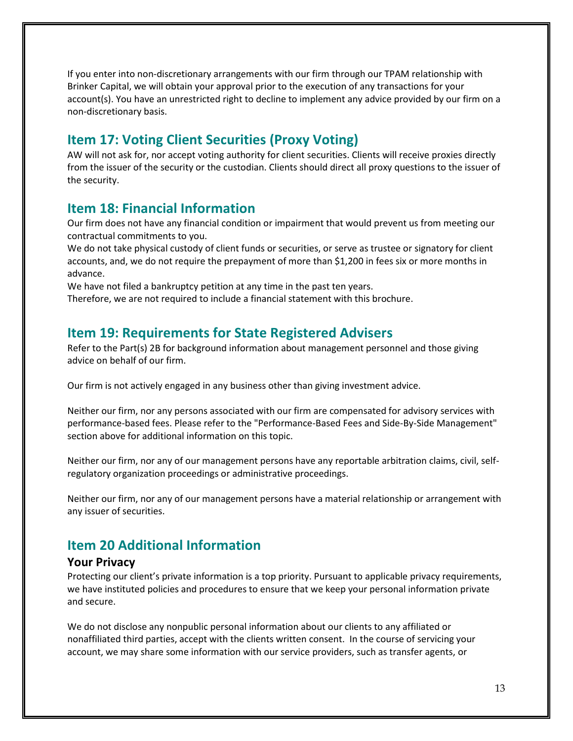If you enter into non-discretionary arrangements with our firm through our TPAM relationship with Brinker Capital, we will obtain your approval prior to the execution of any transactions for your account(s). You have an unrestricted right to decline to implement any advice provided by our firm on a non-discretionary basis.

## Item 17: Voting Client Securities (Proxy Voting)

AW will not ask for, nor accept voting authority for client securities. Clients will receive proxies directly from the issuer of the security or the custodian. Clients should direct all proxy questions to the issuer of the security.

## Item 18: Financial Information

Our firm does not have any financial condition or impairment that would prevent us from meeting our contractual commitments to you.
We do not take physical custody of client funds or securities, or serve as trustee or signatory for client accounts, and, we do not require the prepayment of more than $1,200 in fees six or more months in advance.
We have not filed a bankruptcy petition at any time in the past ten years.
Therefore, we are not required to include a financial statement with this brochure.

## Item 19: Requirements for State Registered Advisers

Refer to the Part(s) 2B for background information about management personnel and those giving advice on behalf of our firm.

Our firm is not actively engaged in any business other than giving investment advice.

Neither our firm, nor any persons associated with our firm are compensated for advisory services with performance-based fees. Please refer to the "Performance-Based Fees and Side-By-Side Management" section above for additional information on this topic.

Neither our firm, nor any of our management persons have any reportable arbitration claims, civil, self-regulatory organization proceedings or administrative proceedings.

Neither our firm, nor any of our management persons have a material relationship or arrangement with any issuer of securities.

## Item 20 Additional Information

### Your Privacy

Protecting our client's private information is a top priority. Pursuant to applicable privacy requirements, we have instituted policies and procedures to ensure that we keep your personal information private and secure.

We do not disclose any nonpublic personal information about our clients to any affiliated or nonaffiliated third parties, accept with the clients written consent.  In the course of servicing your account, we may share some information with our service providers, such as transfer agents, or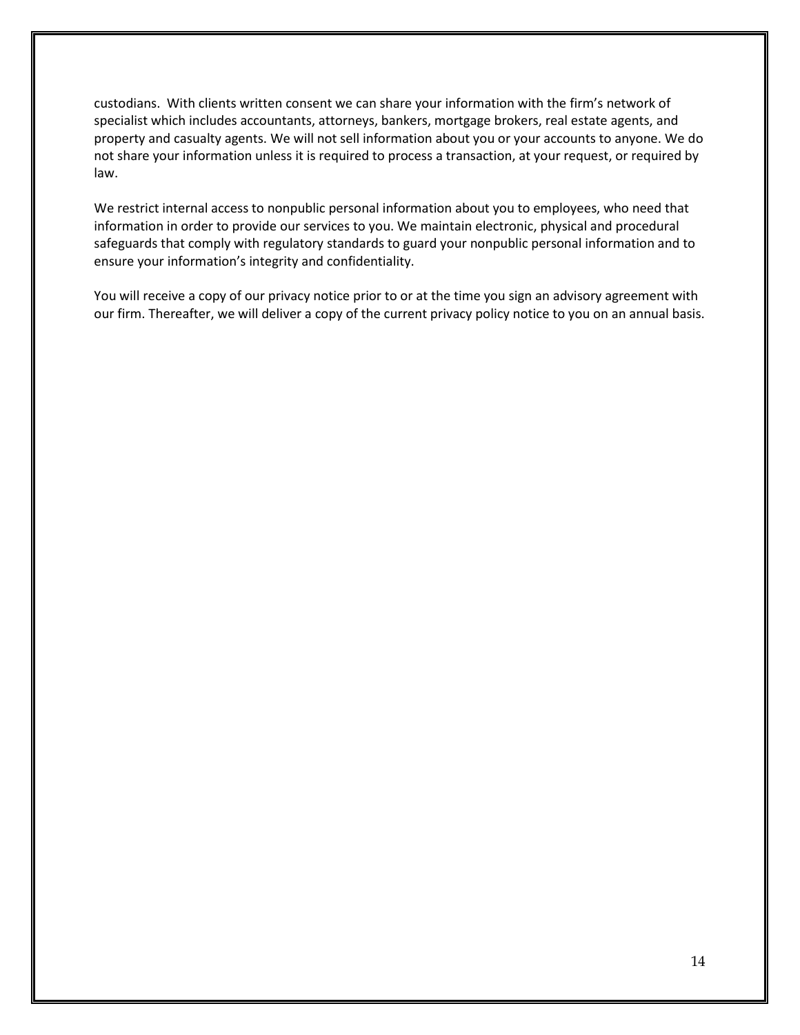custodians. With clients written consent we can share your information with the firm's network of specialist which includes accountants, attorneys, bankers, mortgage brokers, real estate agents, and property and casualty agents. We will not sell information about you or your accounts to anyone. We do not share your information unless it is required to process a transaction, at your request, or required by law.

We restrict internal access to nonpublic personal information about you to employees, who need that information in order to provide our services to you. We maintain electronic, physical and procedural safeguards that comply with regulatory standards to guard your nonpublic personal information and to ensure your information's integrity and confidentiality.

You will receive a copy of our privacy notice prior to or at the time you sign an advisory agreement with our firm. Thereafter, we will deliver a copy of the current privacy policy notice to you on an annual basis.